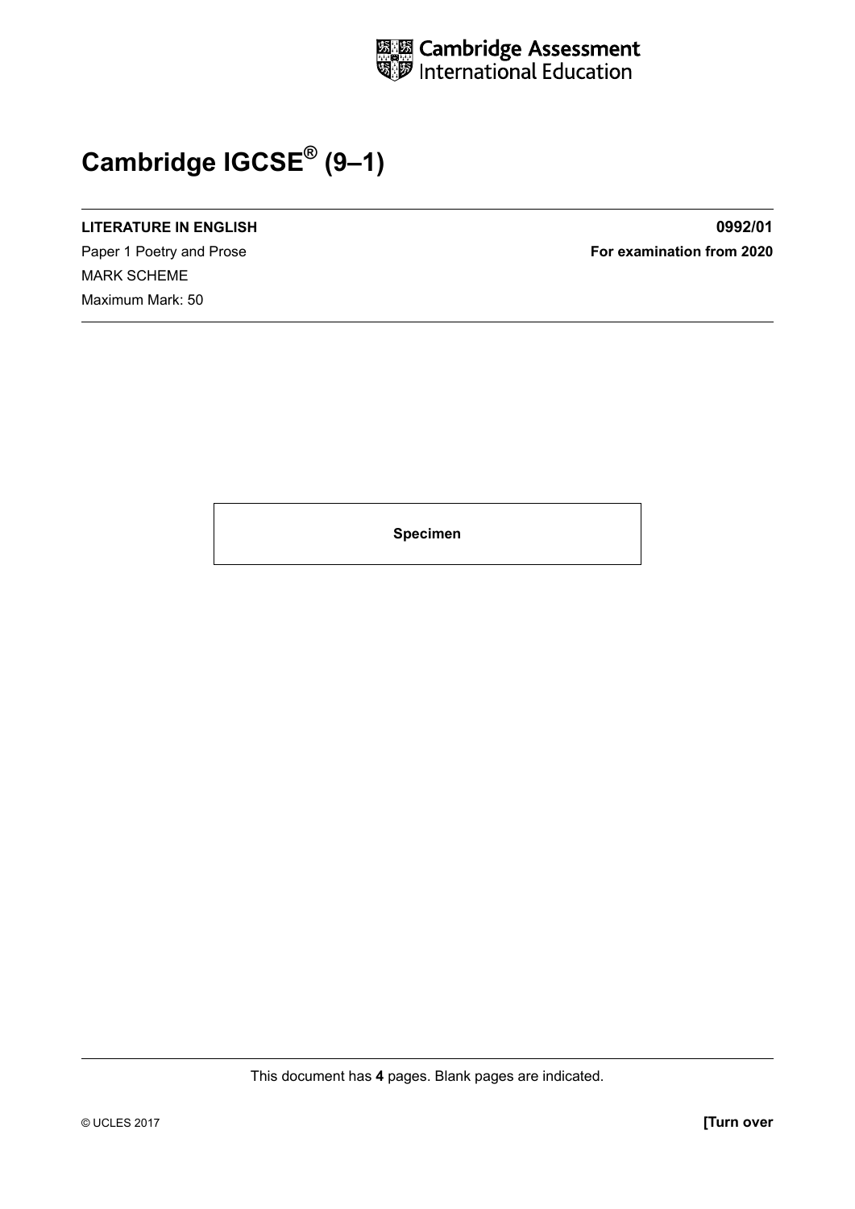Cambridge Assessment International Education

# Cambridge IGCSE® (9–1)

**LITERATURE IN ENGLISH** **0992/01**

Paper 1 Poetry and Prose **For examination from 2020**

MARK SCHEME

Maximum Mark: 50

**Specimen**

This document has **4** pages. Blank pages are indicated.

© UCLES 2017 **[Turn over**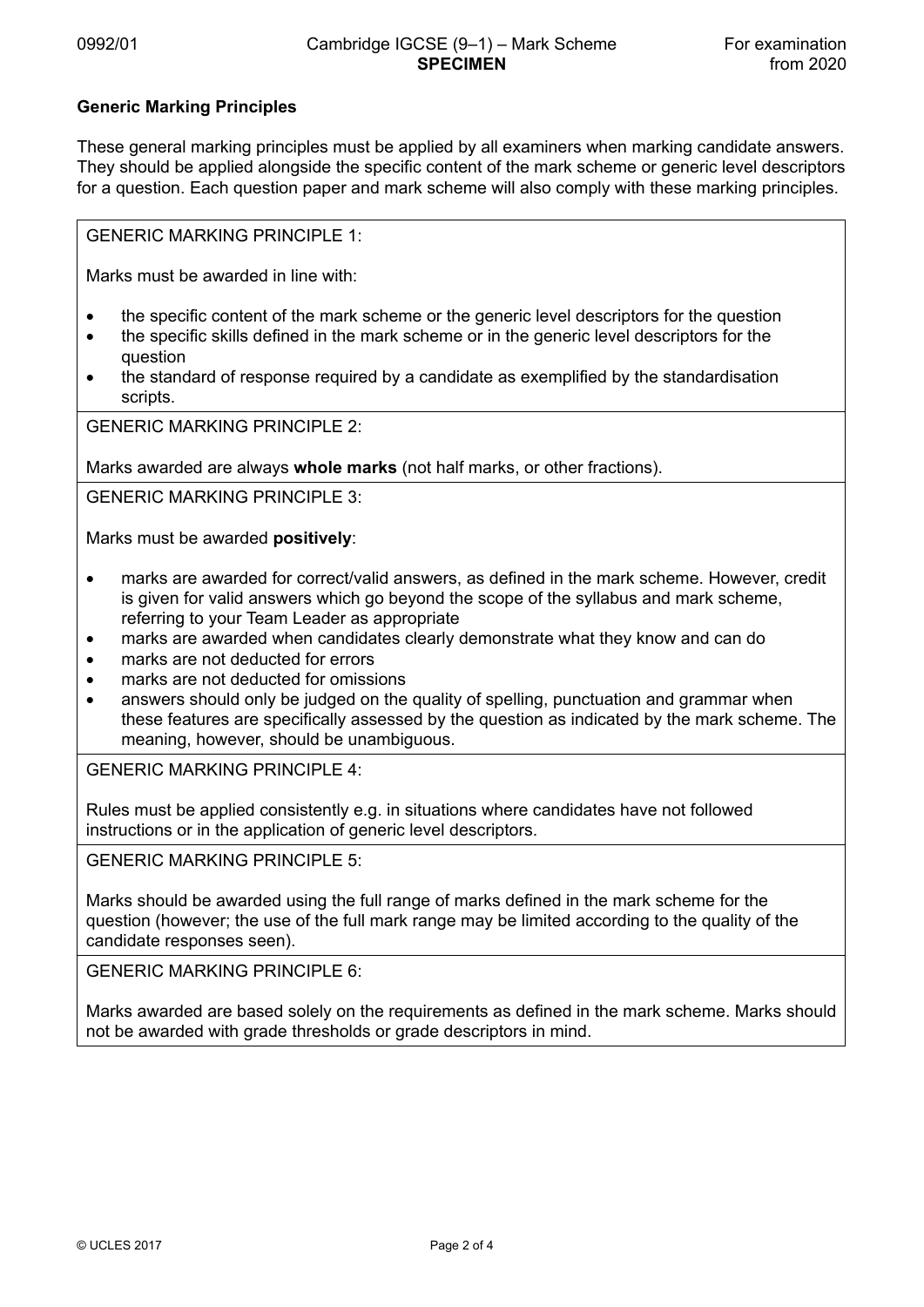## Generic Marking Principles

These general marking principles must be applied by all examiners when marking candidate answers. They should be applied alongside the specific content of the mark scheme or generic level descriptors for a question. Each question paper and mark scheme will also comply with these marking principles.

GENERIC MARKING PRINCIPLE 1:

Marks must be awarded in line with:

- the specific content of the mark scheme or the generic level descriptors for the question
- the specific skills defined in the mark scheme or in the generic level descriptors for the question
- the standard of response required by a candidate as exemplified by the standardisation scripts.

GENERIC MARKING PRINCIPLE 2:

Marks awarded are always **whole marks** (not half marks, or other fractions).

GENERIC MARKING PRINCIPLE 3:

Marks must be awarded **positively**:

- marks are awarded for correct/valid answers, as defined in the mark scheme. However, credit is given for valid answers which go beyond the scope of the syllabus and mark scheme, referring to your Team Leader as appropriate
- marks are awarded when candidates clearly demonstrate what they know and can do
- marks are not deducted for errors
- marks are not deducted for omissions
- answers should only be judged on the quality of spelling, punctuation and grammar when these features are specifically assessed by the question as indicated by the mark scheme. The meaning, however, should be unambiguous.

GENERIC MARKING PRINCIPLE 4:

Rules must be applied consistently e.g. in situations where candidates have not followed instructions or in the application of generic level descriptors.

GENERIC MARKING PRINCIPLE 5:

Marks should be awarded using the full range of marks defined in the mark scheme for the question (however; the use of the full mark range may be limited according to the quality of the candidate responses seen).

GENERIC MARKING PRINCIPLE 6:

Marks awarded are based solely on the requirements as defined in the mark scheme. Marks should not be awarded with grade thresholds or grade descriptors in mind.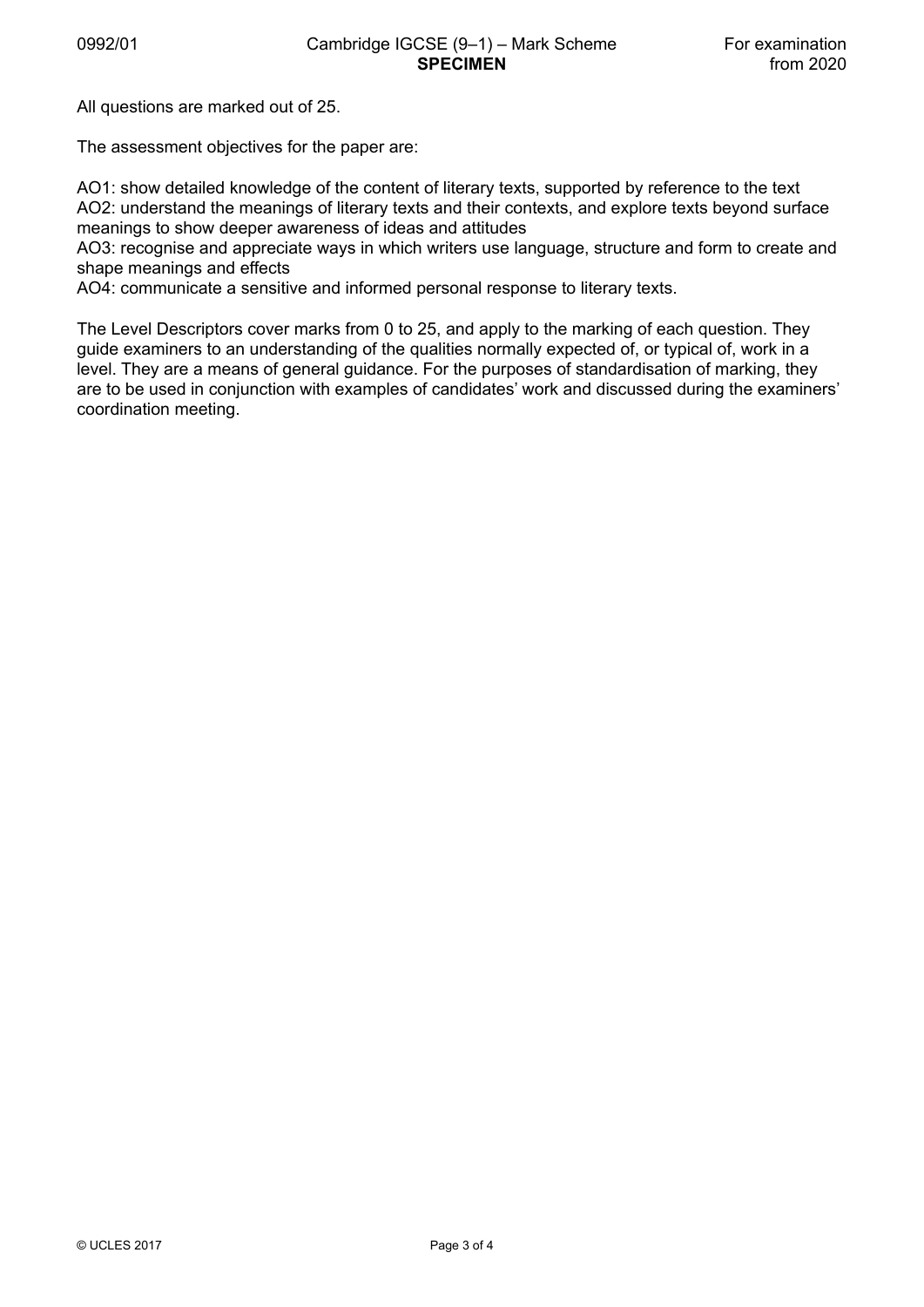All questions are marked out of 25.

The assessment objectives for the paper are:

AO1: show detailed knowledge of the content of literary texts, supported by reference to the text
AO2: understand the meanings of literary texts and their contexts, and explore texts beyond surface meanings to show deeper awareness of ideas and attitudes
AO3: recognise and appreciate ways in which writers use language, structure and form to create and shape meanings and effects
AO4: communicate a sensitive and informed personal response to literary texts.

The Level Descriptors cover marks from 0 to 25, and apply to the marking of each question. They guide examiners to an understanding of the qualities normally expected of, or typical of, work in a level. They are a means of general guidance. For the purposes of standardisation of marking, they are to be used in conjunction with examples of candidates' work and discussed during the examiners' coordination meeting.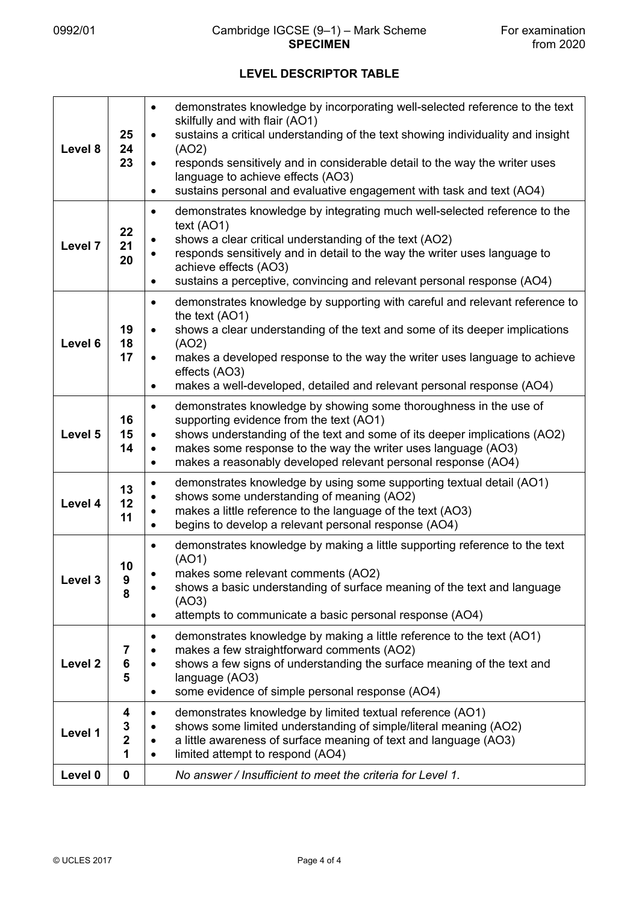## LEVEL DESCRIPTOR TABLE

| | | |
|---|---|---|
| **Level 8** | **25 24 23** | • demonstrates knowledge by incorporating well-selected reference to the text skilfully and with flair (AO1)<br>• sustains a critical understanding of the text showing individuality and insight (AO2)<br>• responds sensitively and in considerable detail to the way the writer uses language to achieve effects (AO3)<br>• sustains personal and evaluative engagement with task and text (AO4) |
| **Level 7** | **22 21 20** | • demonstrates knowledge by integrating much well-selected reference to the text (AO1)<br>• shows a clear critical understanding of the text (AO2)<br>• responds sensitively and in detail to the way the writer uses language to achieve effects (AO3)<br>• sustains a perceptive, convincing and relevant personal response (AO4) |
| **Level 6** | **19 18 17** | • demonstrates knowledge by supporting with careful and relevant reference to the text (AO1)<br>• shows a clear understanding of the text and some of its deeper implications (AO2)<br>• makes a developed response to the way the writer uses language to achieve effects (AO3)<br>• makes a well-developed, detailed and relevant personal response (AO4) |
| **Level 5** | **16 15 14** | • demonstrates knowledge by showing some thoroughness in the use of supporting evidence from the text (AO1)<br>• shows understanding of the text and some of its deeper implications (AO2)<br>• makes some response to the way the writer uses language (AO3)<br>• makes a reasonably developed relevant personal response (AO4) |
| **Level 4** | **13 12 11** | • demonstrates knowledge by using some supporting textual detail (AO1)<br>• shows some understanding of meaning (AO2)<br>• makes a little reference to the language of the text (AO3)<br>• begins to develop a relevant personal response (AO4) |
| **Level 3** | **10 9 8** | • demonstrates knowledge by making a little supporting reference to the text (AO1)<br>• makes some relevant comments (AO2)<br>• shows a basic understanding of surface meaning of the text and language (AO3)<br>• attempts to communicate a basic personal response (AO4) |
| **Level 2** | **7 6 5** | • demonstrates knowledge by making a little reference to the text (AO1)<br>• makes a few straightforward comments (AO2)<br>• shows a few signs of understanding the surface meaning of the text and language (AO3)<br>• some evidence of simple personal response (AO4) |
| **Level 1** | **4 3 2 1** | • demonstrates knowledge by limited textual reference (AO1)<br>• shows some limited understanding of simple/literal meaning (AO2)<br>• a little awareness of surface meaning of text and language (AO3)<br>• limited attempt to respond (AO4) |
| **Level 0** | **0** | *No answer / Insufficient to meet the criteria for Level 1.* |